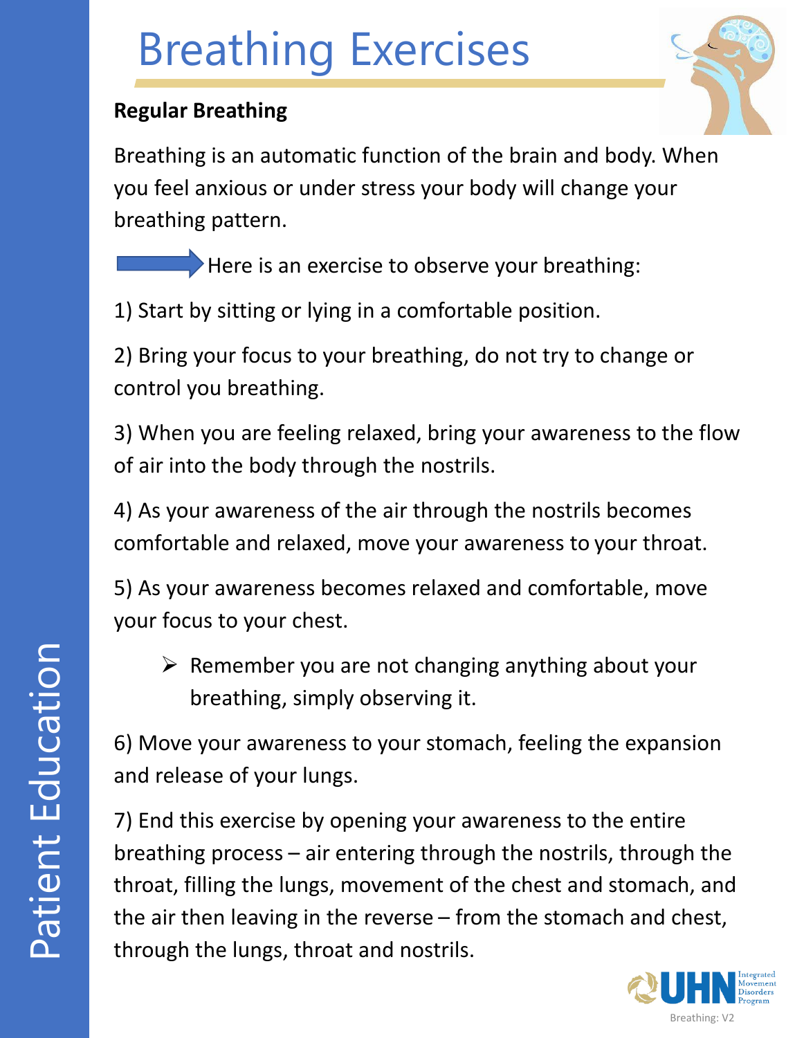# Breathing Exercises

## Regular Breathing

Breathing is an automatic function of the brain and body. When you feel anxious or under stress your body will change your breathing pattern.

Here is an exercise to observe your breathing:

1) Start by sitting or lying in a comfortable position.

2) Bring your focus to your breathing, do not try to change or control you breathing.

3) When you are feeling relaxed, bring your awareness to the flow of air into the body through the nostrils.

4) As your awareness of the air through the nostrils becomes comfortable and relaxed, move your awareness to your throat.

5) As your awareness becomes relaxed and comfortable, move your focus to your chest.

- Remember you are not changing anything about your breathing, simply observing it.

6) Move your awareness to your stomach, feeling the expansion and release of your lungs.

7) End this exercise by opening your awareness to the entire breathing process – air entering through the nostrils, through the throat, filling the lungs, movement of the chest and stomach, and the air then leaving in the reverse – from the stomach and chest, through the lungs, throat and nostrils.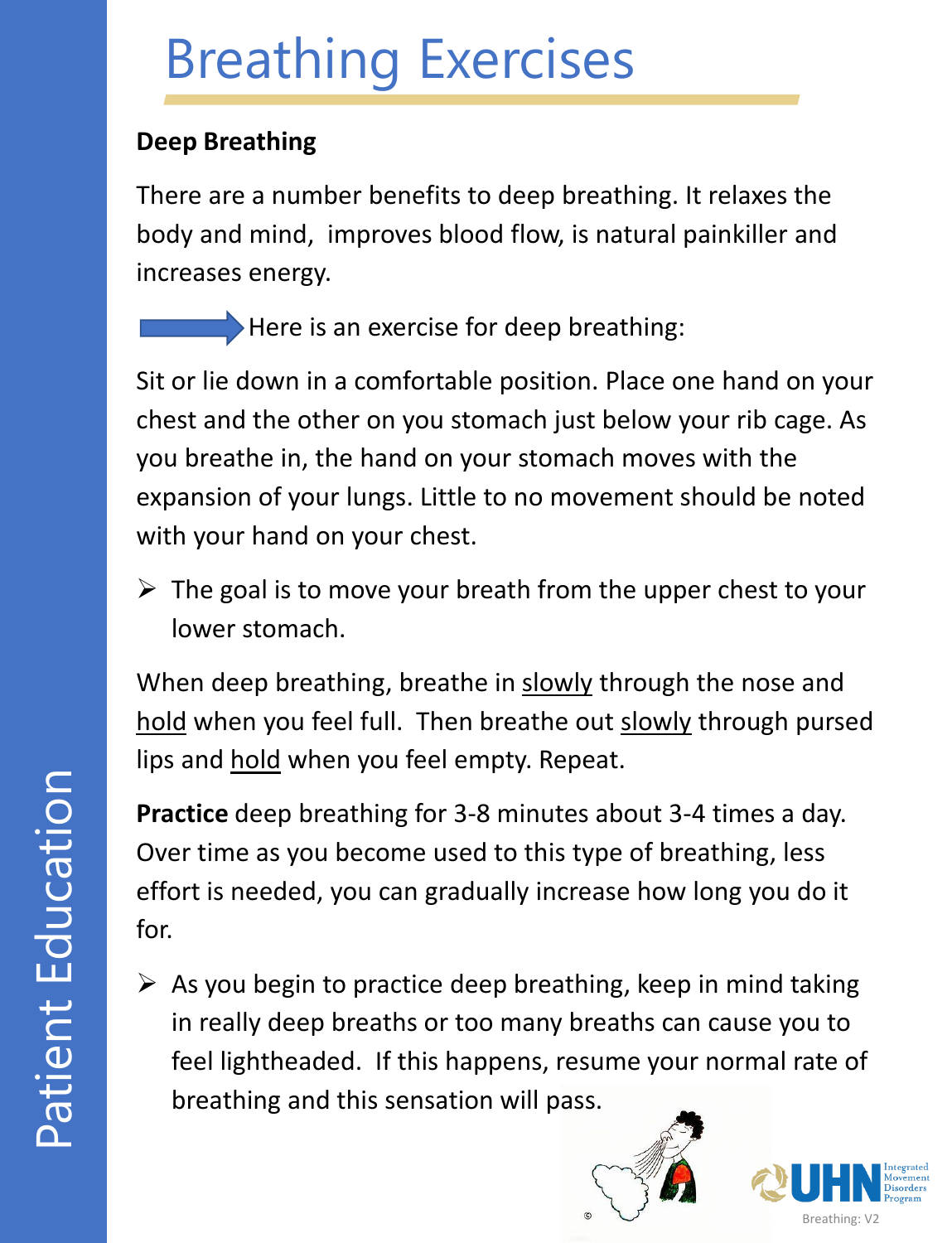# Breathing Exercises

## Deep Breathing

There are a number benefits to deep breathing. It relaxes the body and mind, improves blood flow, is natural painkiller and increases energy.

Here is an exercise for deep breathing:

Sit or lie down in a comfortable position. Place one hand on your chest and the other on you stomach just below your rib cage. As you breathe in, the hand on your stomach moves with the expansion of your lungs. Little to no movement should be noted with your hand on your chest.

- The goal is to move your breath from the upper chest to your lower stomach.

When deep breathing, breathe in slowly through the nose and hold when you feel full. Then breathe out slowly through pursed lips and hold when you feel empty. Repeat.

**Practice** deep breathing for 3-8 minutes about 3-4 times a day. Over time as you become used to this type of breathing, less effort is needed, you can gradually increase how long you do it for.

- As you begin to practice deep breathing, keep in mind taking in really deep breaths or too many breaths can cause you to feel lightheaded. If this happens, resume your normal rate of breathing and this sensation will pass.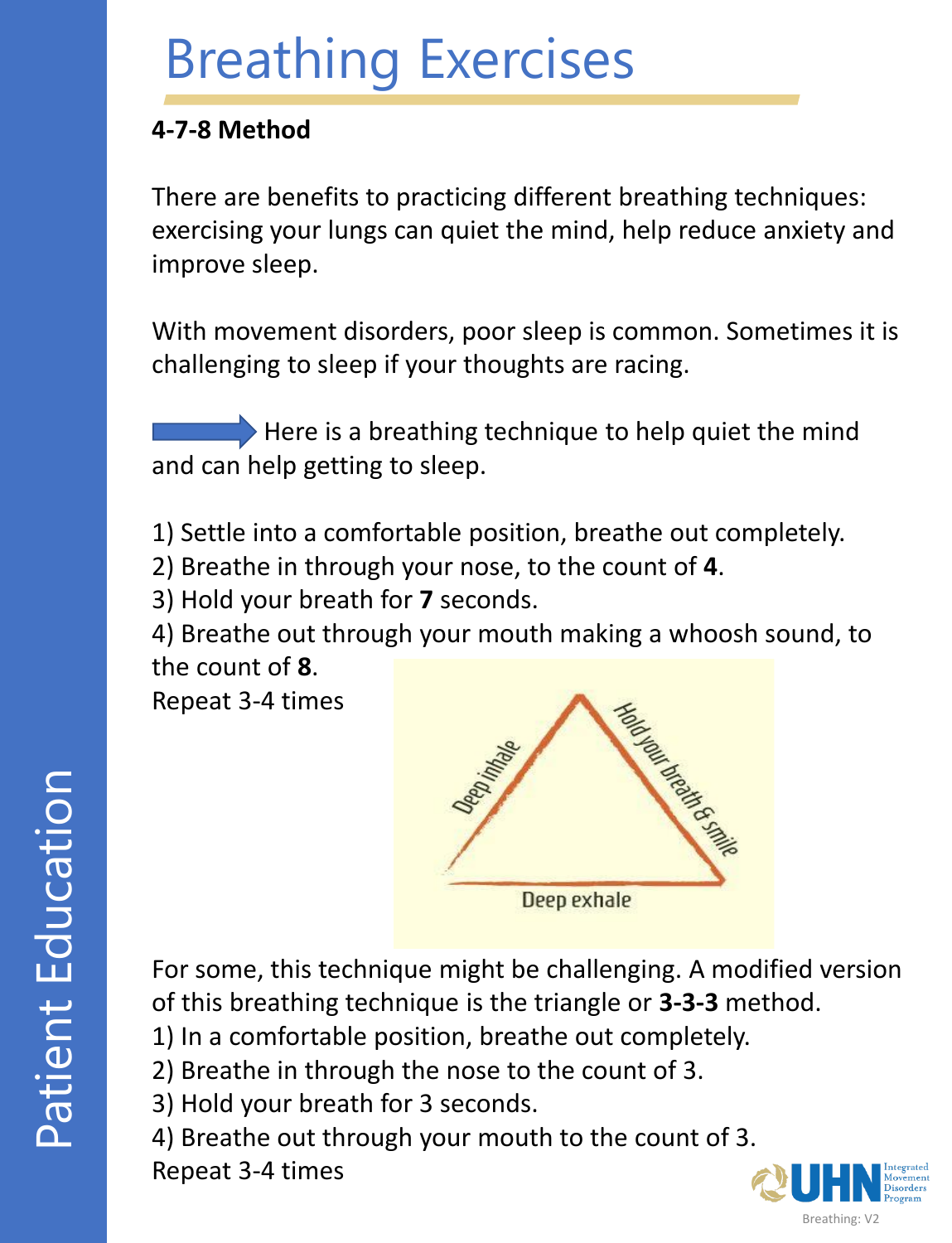# Breathing Exercises

**4-7-8 Method**

There are benefits to practicing different breathing techniques: exercising your lungs can quiet the mind, help reduce anxiety and improve sleep.

With movement disorders, poor sleep is common. Sometimes it is challenging to sleep if your thoughts are racing.

Here is a breathing technique to help quiet the mind and can help getting to sleep.

1) Settle into a comfortable position, breathe out completely.
2) Breathe in through your nose, to the count of **4**.
3) Hold your breath for **7** seconds.
4) Breathe out through your mouth making a whoosh sound, to the count of **8**.

Repeat 3-4 times

Deep inhale

Hold your breath & smile

Deep exhale

For some, this technique might be challenging. A modified version of this breathing technique is the triangle or **3-3-3** method.

1) In a comfortable position, breathe out completely.
2) Breathe in through the nose to the count of 3.
3) Hold your breath for 3 seconds.
4) Breathe out through your mouth to the count of 3.

Repeat 3-4 times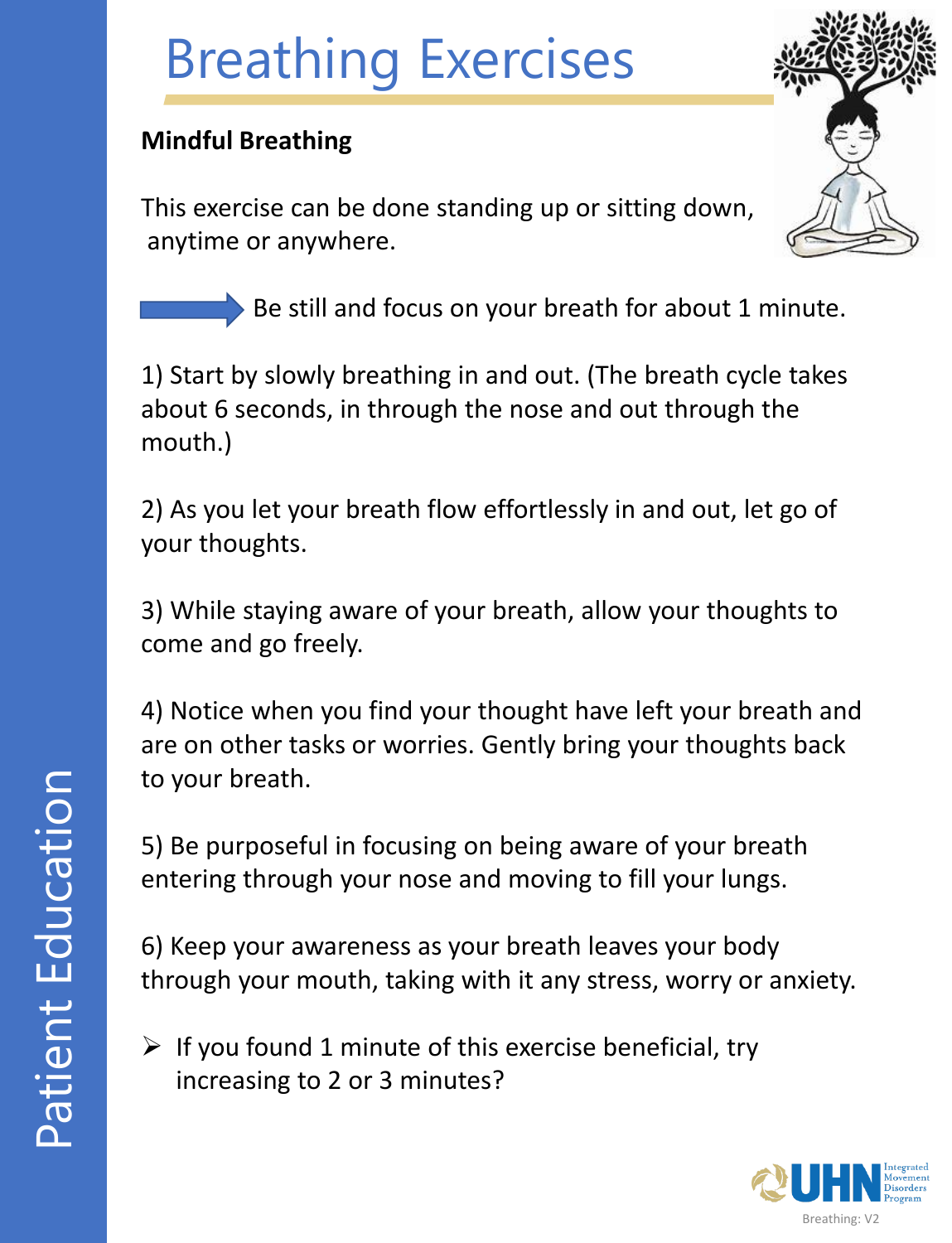# Breathing Exercises

**Mindful Breathing**

This exercise can be done standing up or sitting down, anytime or anywhere.

➡ Be still and focus on your breath for about 1 minute.

1) Start by slowly breathing in and out. (The breath cycle takes about 6 seconds, in through the nose and out through the mouth.)

2) As you let your breath flow effortlessly in and out, let go of your thoughts.

3) While staying aware of your breath, allow your thoughts to come and go freely.

4) Notice when you find your thought have left your breath and are on other tasks or worries. Gently bring your thoughts back to your breath.

5) Be purposeful in focusing on being aware of your breath entering through your nose and moving to fill your lungs.

6) Keep your awareness as your breath leaves your body through your mouth, taking with it any stress, worry or anxiety.

- If you found 1 minute of this exercise beneficial, try increasing to 2 or 3 minutes?

Patient Education

UHN Integrated Movement Disorders Program

Breathing: V2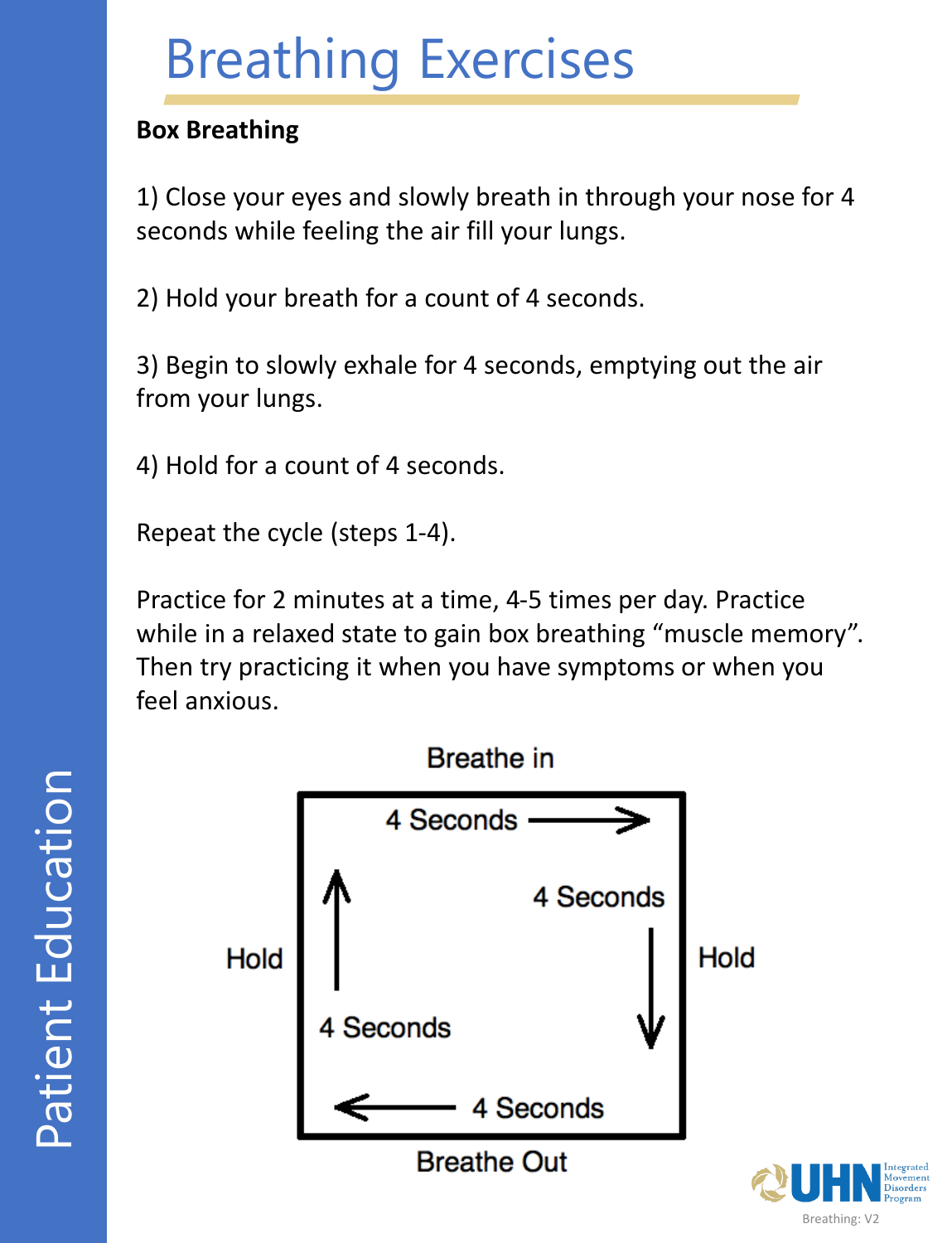# Breathing Exercises

**Box Breathing**

1) Close your eyes and slowly breath in through your nose for 4 seconds while feeling the air fill your lungs.

2) Hold your breath for a count of 4 seconds.

3) Begin to slowly exhale for 4 seconds, emptying out the air from your lungs.

4) Hold for a count of 4 seconds.

Repeat the cycle (steps 1-4).

Practice for 2 minutes at a time, 4-5 times per day. Practice while in a relaxed state to gain box breathing "muscle memory". Then try practicing it when you have symptoms or when you feel anxious.

Breathe in

4 Seconds

Hold

4 Seconds

Hold

4 Seconds

4 Seconds

Breathe Out

Breathing: V2